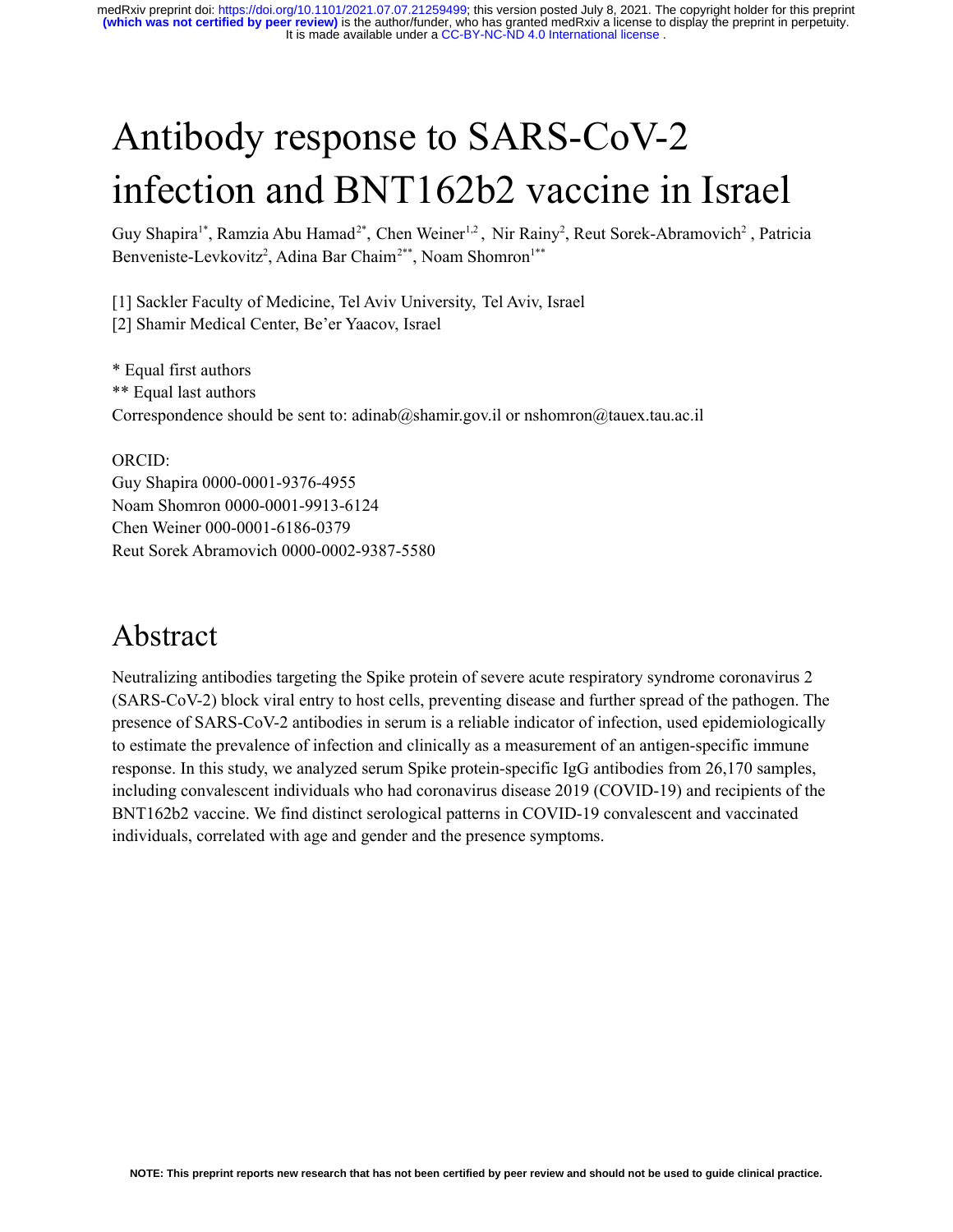# Antibody response to SARS-CoV-2 infection and BNT162b2 vaccine in Israel

Guy Shapira[1*], Ramzia Abu Hamad[2*], Chen Weiner[1,2], Nir Rainy[2], Reut Sorek-Abramovich[2], Patricia Benveniste-Levkovitz[2], Adina Bar Chaim[2**], Noam Shomron[1**]

[1] Sackler Faculty of Medicine, Tel Aviv University, Tel Aviv, Israel
[2] Shamir Medical Center, Be'er Yaacov, Israel

* Equal first authors
** Equal last authors
Correspondence should be sent to: adinab@shamir.gov.il or nshomron@tauex.tau.ac.il

ORCID:
Guy Shapira 0000-0001-9376-4955
Noam Shomron 0000-0001-9913-6124
Chen Weiner 000-0001-6186-0379
Reut Sorek Abramovich 0000-0002-9387-5580

## Abstract

Neutralizing antibodies targeting the Spike protein of severe acute respiratory syndrome coronavirus 2 (SARS-CoV-2) block viral entry to host cells, preventing disease and further spread of the pathogen. The presence of SARS-CoV-2 antibodies in serum is a reliable indicator of infection, used epidemiologically to estimate the prevalence of infection and clinically as a measurement of an antigen-specific immune response. In this study, we analyzed serum Spike protein-specific IgG antibodies from 26,170 samples, including convalescent individuals who had coronavirus disease 2019 (COVID-19) and recipients of the BNT162b2 vaccine. We find distinct serological patterns in COVID-19 convalescent and vaccinated individuals, correlated with age and gender and the presence symptoms.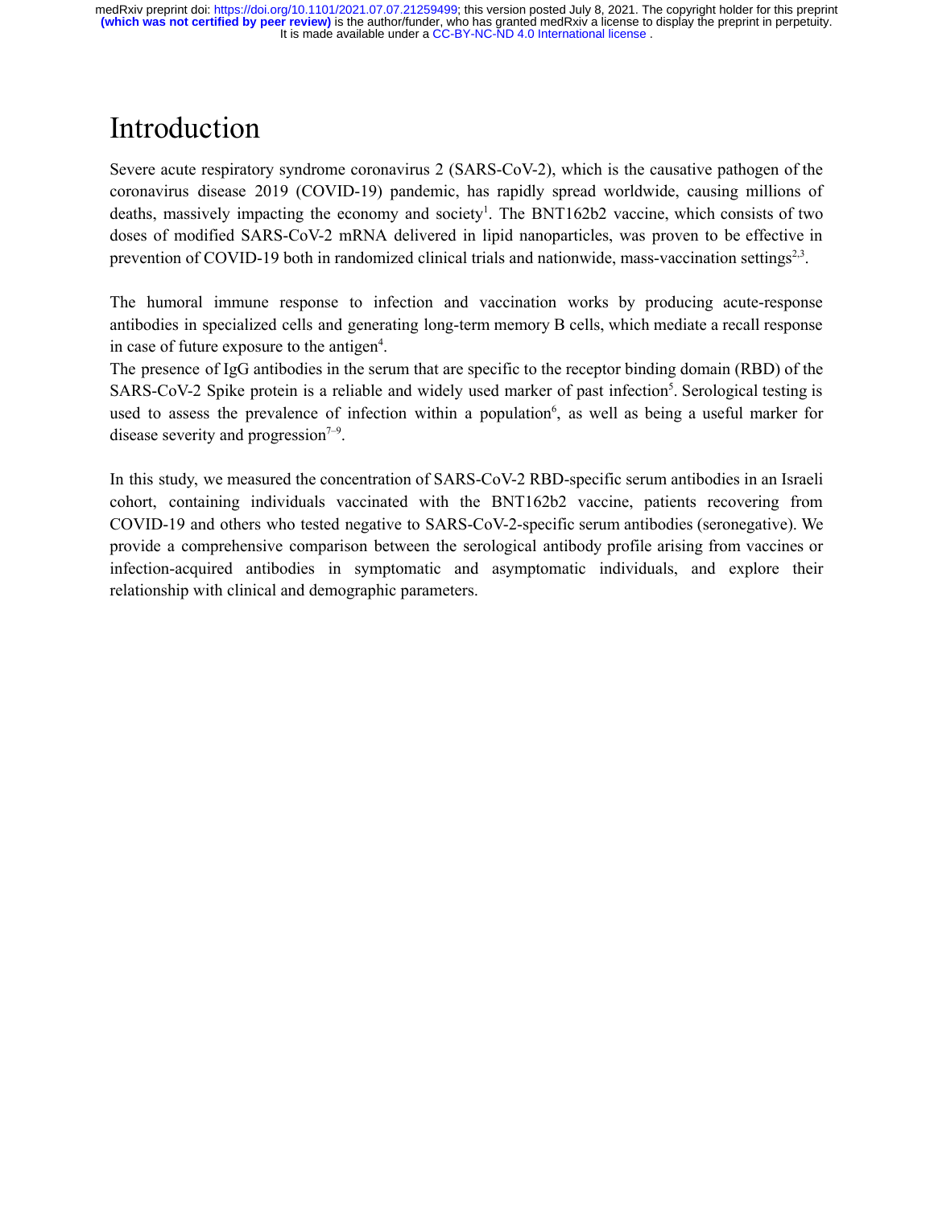# Introduction

Severe acute respiratory syndrome coronavirus 2 (SARS-CoV-2), which is the causative pathogen of the coronavirus disease 2019 (COVID-19) pandemic, has rapidly spread worldwide, causing millions of deaths, massively impacting the economy and society[1]. The BNT162b2 vaccine, which consists of two doses of modified SARS-CoV-2 mRNA delivered in lipid nanoparticles, was proven to be effective in prevention of COVID-19 both in randomized clinical trials and nationwide, mass-vaccination settings[2,3].

The humoral immune response to infection and vaccination works by producing acute-response antibodies in specialized cells and generating long-term memory B cells, which mediate a recall response in case of future exposure to the antigen[4].

The presence of IgG antibodies in the serum that are specific to the receptor binding domain (RBD) of the SARS-CoV-2 Spike protein is a reliable and widely used marker of past infection[5]. Serological testing is used to assess the prevalence of infection within a population[6], as well as being a useful marker for disease severity and progression[7–9].

In this study, we measured the concentration of SARS-CoV-2 RBD-specific serum antibodies in an Israeli cohort, containing individuals vaccinated with the BNT162b2 vaccine, patients recovering from COVID-19 and others who tested negative to SARS-CoV-2-specific serum antibodies (seronegative). We provide a comprehensive comparison between the serological antibody profile arising from vaccines or infection-acquired antibodies in symptomatic and asymptomatic individuals, and explore their relationship with clinical and demographic parameters.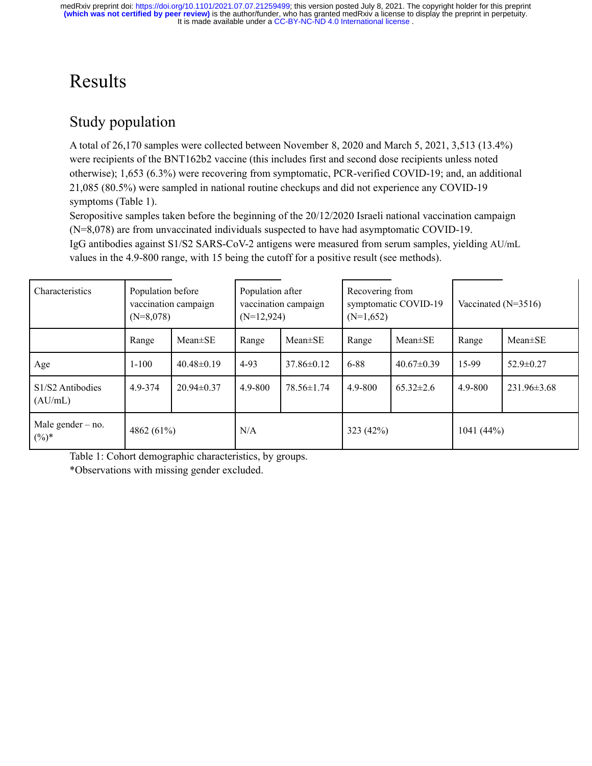# Results

## Study population

A total of 26,170 samples were collected between November 8, 2020 and March 5, 2021, 3,513 (13.4%) were recipients of the BNT162b2 vaccine (this includes first and second dose recipients unless noted otherwise); 1,653 (6.3%) were recovering from symptomatic, PCR-verified COVID-19; and, an additional 21,085 (80.5%) were sampled in national routine checkups and did not experience any COVID-19 symptoms (Table 1).

Seropositive samples taken before the beginning of the 20/12/2020 Israeli national vaccination campaign (N=8,078) are from unvaccinated individuals suspected to have had asymptomatic COVID-19.

IgG antibodies against S1/S2 SARS-CoV-2 antigens were measured from serum samples, yielding AU/mL values in the 4.9-800 range, with 15 being the cutoff for a positive result (see methods).

| Characteristics | Population before vaccination campaign (N=8,078) | | Population after vaccination campaign (N=12,924) | | Recovering from symptomatic COVID-19 (N=1,652) | | Vaccinated (N=3516) | |
|---|---|---|---|---|---|---|---|---|
| | Range | Mean±SE | Range | Mean±SE | Range | Mean±SE | Range | Mean±SE |
| Age | 1-100 | 40.48±0.19 | 4-93 | 37.86±0.12 | 6-88 | 40.67±0.39 | 15-99 | 52.9±0.27 |
| S1/S2 Antibodies (AU/mL) | 4.9-374 | 20.94±0.37 | 4.9-800 | 78.56±1.74 | 4.9-800 | 65.32±2.6 | 4.9-800 | 231.96±3.68 |
| Male gender – no. (%)* | 4862 (61%) | | N/A | | 323 (42%) | | 1041 (44%) | |

Table 1: Cohort demographic characteristics, by groups.

*Observations with missing gender excluded.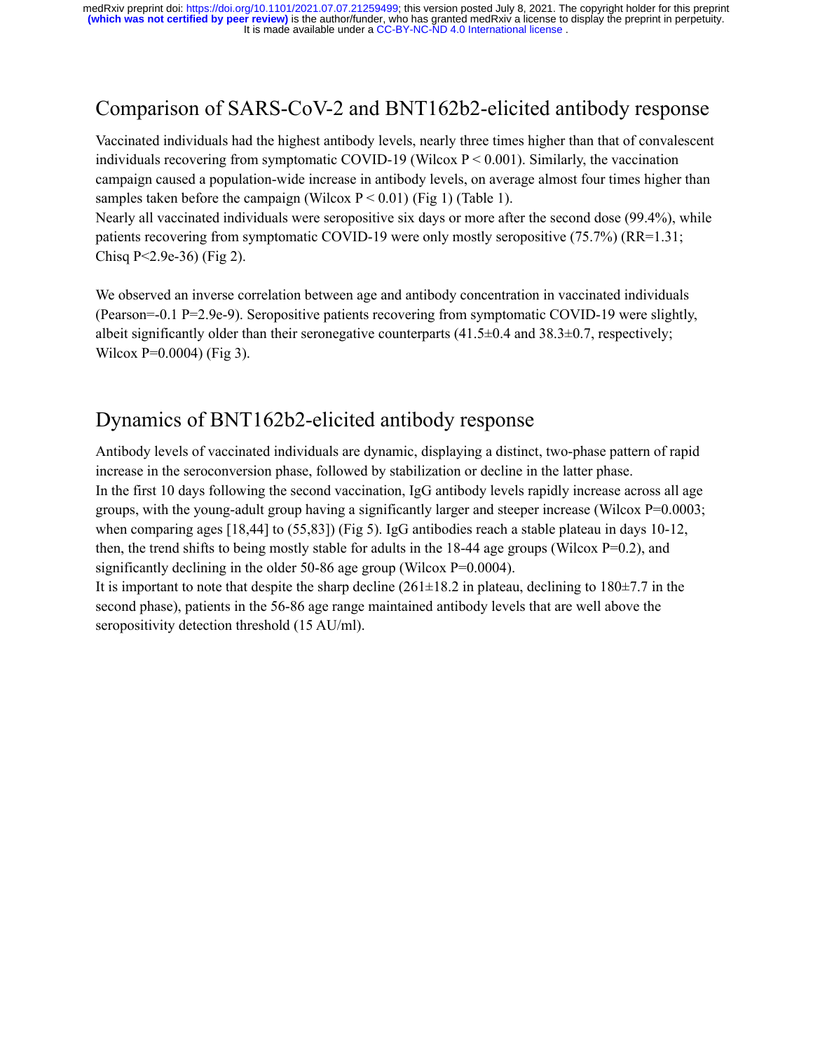## Comparison of SARS-CoV-2 and BNT162b2-elicited antibody response

Vaccinated individuals had the highest antibody levels, nearly three times higher than that of convalescent individuals recovering from symptomatic COVID-19 (Wilcox $P < 0.001$). Similarly, the vaccination campaign caused a population-wide increase in antibody levels, on average almost four times higher than samples taken before the campaign (Wilcox $P < 0.01$) (Fig 1) (Table 1).

Nearly all vaccinated individuals were seropositive six days or more after the second dose (99.4%), while patients recovering from symptomatic COVID-19 were only mostly seropositive (75.7%) (RR=1.31; Chisq P<2.9e-36) (Fig 2).

We observed an inverse correlation between age and antibody concentration in vaccinated individuals (Pearson=-0.1 P=2.9e-9). Seropositive patients recovering from symptomatic COVID-19 were slightly, albeit significantly older than their seronegative counterparts ($41.5 \pm 0.4$ and $38.3 \pm 0.7$, respectively; Wilcox P=0.0004) (Fig 3).

## Dynamics of BNT162b2-elicited antibody response

Antibody levels of vaccinated individuals are dynamic, displaying a distinct, two-phase pattern of rapid increase in the seroconversion phase, followed by stabilization or decline in the latter phase.

In the first 10 days following the second vaccination, IgG antibody levels rapidly increase across all age groups, with the young-adult group having a significantly larger and steeper increase (Wilcox P=0.0003; when comparing ages [18,44] to (55,83]) (Fig 5). IgG antibodies reach a stable plateau in days 10-12, then, the trend shifts to being mostly stable for adults in the 18-44 age groups (Wilcox P=0.2), and significantly declining in the older 50-86 age group (Wilcox P=0.0004).

It is important to note that despite the sharp decline ($261 \pm 18.2$ in plateau, declining to $180 \pm 7.7$ in the second phase), patients in the 56-86 age range maintained antibody levels that are well above the seropositivity detection threshold (15 AU/ml).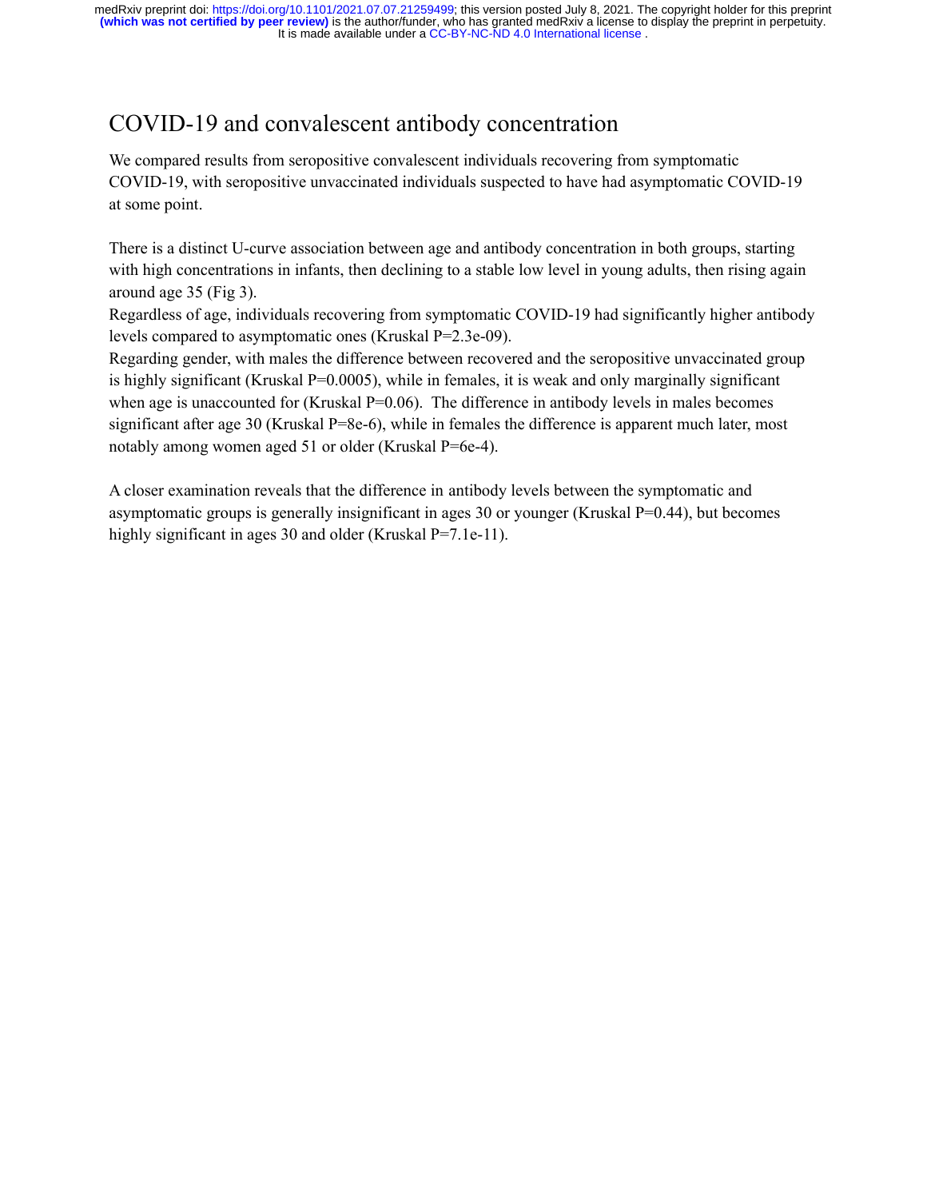## COVID-19 and convalescent antibody concentration

We compared results from seropositive convalescent individuals recovering from symptomatic COVID-19, with seropositive unvaccinated individuals suspected to have had asymptomatic COVID-19 at some point.

There is a distinct U-curve association between age and antibody concentration in both groups, starting with high concentrations in infants, then declining to a stable low level in young adults, then rising again around age 35 (Fig 3).

Regardless of age, individuals recovering from symptomatic COVID-19 had significantly higher antibody levels compared to asymptomatic ones (Kruskal P=2.3e-09).

Regarding gender, with males the difference between recovered and the seropositive unvaccinated group is highly significant (Kruskal P=0.0005), while in females, it is weak and only marginally significant when age is unaccounted for (Kruskal P=0.06). The difference in antibody levels in males becomes significant after age 30 (Kruskal P=8e-6), while in females the difference is apparent much later, most notably among women aged 51 or older (Kruskal P=6e-4).

A closer examination reveals that the difference in antibody levels between the symptomatic and asymptomatic groups is generally insignificant in ages 30 or younger (Kruskal P=0.44), but becomes highly significant in ages 30 and older (Kruskal P=7.1e-11).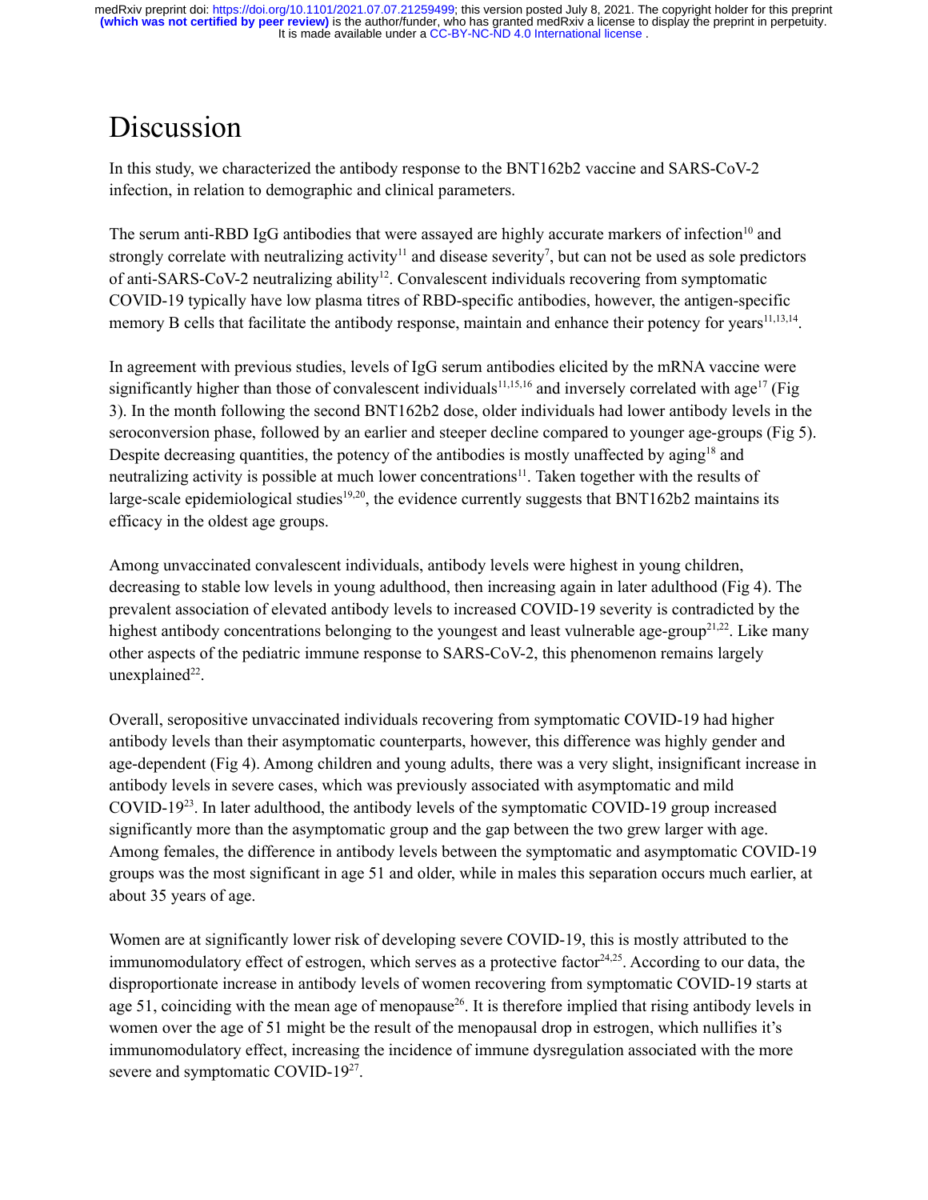# Discussion

In this study, we characterized the antibody response to the BNT162b2 vaccine and SARS-CoV-2 infection, in relation to demographic and clinical parameters.

The serum anti-RBD IgG antibodies that were assayed are highly accurate markers of infection[10] and strongly correlate with neutralizing activity[11] and disease severity[7], but can not be used as sole predictors of anti-SARS-CoV-2 neutralizing ability[12]. Convalescent individuals recovering from symptomatic COVID-19 typically have low plasma titres of RBD-specific antibodies, however, the antigen-specific memory B cells that facilitate the antibody response, maintain and enhance their potency for years[11,13,14].

In agreement with previous studies, levels of IgG serum antibodies elicited by the mRNA vaccine were significantly higher than those of convalescent individuals[11,15,16] and inversely correlated with age[17] (Fig 3). In the month following the second BNT162b2 dose, older individuals had lower antibody levels in the seroconversion phase, followed by an earlier and steeper decline compared to younger age-groups (Fig 5). Despite decreasing quantities, the potency of the antibodies is mostly unaffected by aging[18] and neutralizing activity is possible at much lower concentrations[11]. Taken together with the results of large-scale epidemiological studies[19,20], the evidence currently suggests that BNT162b2 maintains its efficacy in the oldest age groups.

Among unvaccinated convalescent individuals, antibody levels were highest in young children, decreasing to stable low levels in young adulthood, then increasing again in later adulthood (Fig 4). The prevalent association of elevated antibody levels to increased COVID-19 severity is contradicted by the highest antibody concentrations belonging to the youngest and least vulnerable age-group[21,22]. Like many other aspects of the pediatric immune response to SARS-CoV-2, this phenomenon remains largely unexplained[22].

Overall, seropositive unvaccinated individuals recovering from symptomatic COVID-19 had higher antibody levels than their asymptomatic counterparts, however, this difference was highly gender and age-dependent (Fig 4). Among children and young adults, there was a very slight, insignificant increase in antibody levels in severe cases, which was previously associated with asymptomatic and mild COVID-19[23]. In later adulthood, the antibody levels of the symptomatic COVID-19 group increased significantly more than the asymptomatic group and the gap between the two grew larger with age. Among females, the difference in antibody levels between the symptomatic and asymptomatic COVID-19 groups was the most significant in age 51 and older, while in males this separation occurs much earlier, at about 35 years of age.

Women are at significantly lower risk of developing severe COVID-19, this is mostly attributed to the immunomodulatory effect of estrogen, which serves as a protective factor[24,25]. According to our data, the disproportionate increase in antibody levels of women recovering from symptomatic COVID-19 starts at age 51, coinciding with the mean age of menopause[26]. It is therefore implied that rising antibody levels in women over the age of 51 might be the result of the menopausal drop in estrogen, which nullifies it's immunomodulatory effect, increasing the incidence of immune dysregulation associated with the more severe and symptomatic COVID-19[27].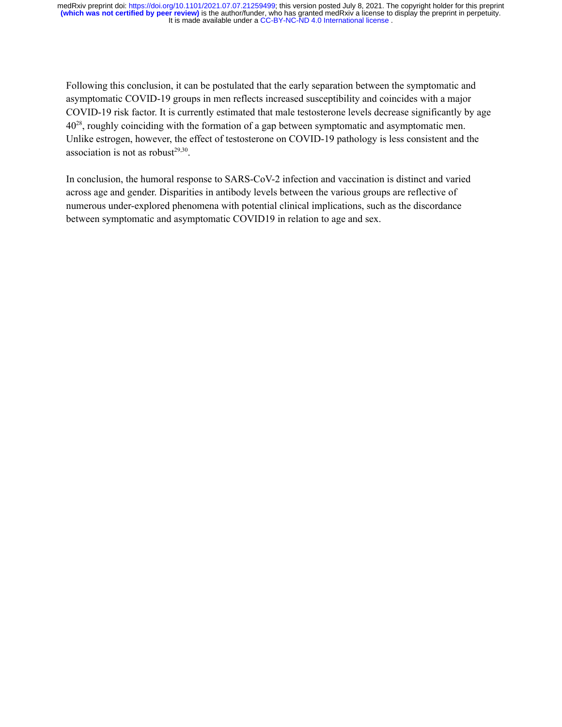Following this conclusion, it can be postulated that the early separation between the symptomatic and asymptomatic COVID-19 groups in men reflects increased susceptibility and coincides with a major COVID-19 risk factor. It is currently estimated that male testosterone levels decrease significantly by age 40[28], roughly coinciding with the formation of a gap between symptomatic and asymptomatic men. Unlike estrogen, however, the effect of testosterone on COVID-19 pathology is less consistent and the association is not as robust[29,30].

In conclusion, the humoral response to SARS-CoV-2 infection and vaccination is distinct and varied across age and gender. Disparities in antibody levels between the various groups are reflective of numerous under-explored phenomena with potential clinical implications, such as the discordance between symptomatic and asymptomatic COVID19 in relation to age and sex.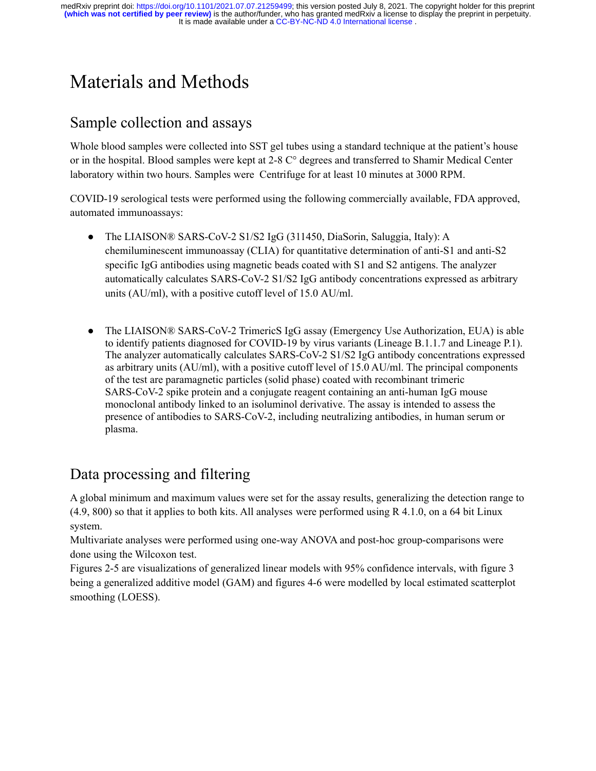# Materials and Methods

## Sample collection and assays

Whole blood samples were collected into SST gel tubes using a standard technique at the patient's house or in the hospital. Blood samples were kept at 2-8 C° degrees and transferred to Shamir Medical Center laboratory within two hours. Samples were  Centrifuge for at least 10 minutes at 3000 RPM.

COVID-19 serological tests were performed using the following commercially available, FDA approved, automated immunoassays:

- The LIAISON® SARS-CoV-2 S1/S2 IgG (311450, DiaSorin, Saluggia, Italy): A chemiluminescent immunoassay (CLIA) for quantitative determination of anti-S1 and anti-S2 specific IgG antibodies using magnetic beads coated with S1 and S2 antigens. The analyzer automatically calculates SARS-CoV-2 S1/S2 IgG antibody concentrations expressed as arbitrary units (AU/ml), with a positive cutoff level of 15.0 AU/ml.

- The LIAISON® SARS-CoV-2 TrimericS IgG assay (Emergency Use Authorization, EUA) is able to identify patients diagnosed for COVID-19 by virus variants (Lineage B.1.1.7 and Lineage P.1). The analyzer automatically calculates SARS-CoV-2 S1/S2 IgG antibody concentrations expressed as arbitrary units (AU/ml), with a positive cutoff level of 15.0 AU/ml. The principal components of the test are paramagnetic particles (solid phase) coated with recombinant trimeric SARS-CoV-2 spike protein and a conjugate reagent containing an anti-human IgG mouse monoclonal antibody linked to an isoluminol derivative. The assay is intended to assess the presence of antibodies to SARS-CoV-2, including neutralizing antibodies, in human serum or plasma.

## Data processing and filtering

A global minimum and maximum values were set for the assay results, generalizing the detection range to (4.9, 800) so that it applies to both kits. All analyses were performed using R 4.1.0, on a 64 bit Linux system.

Multivariate analyses were performed using one-way ANOVA and post-hoc group-comparisons were done using the Wilcoxon test.

Figures 2-5 are visualizations of generalized linear models with 95% confidence intervals, with figure 3 being a generalized additive model (GAM) and figures 4-6 were modelled by local estimated scatterplot smoothing (LOESS).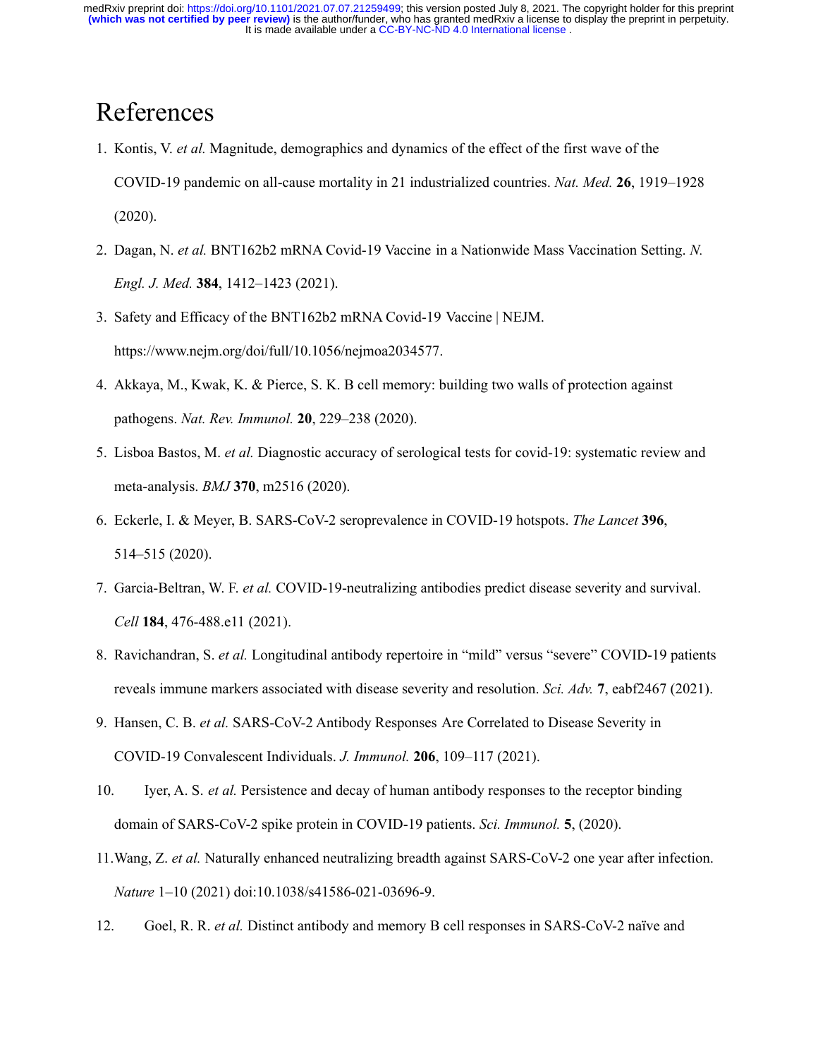# References

1. Kontis, V. *et al.* Magnitude, demographics and dynamics of the effect of the first wave of the COVID-19 pandemic on all-cause mortality in 21 industrialized countries. *Nat. Med.* **26**, 1919–1928 (2020).
2. Dagan, N. *et al.* BNT162b2 mRNA Covid-19 Vaccine in a Nationwide Mass Vaccination Setting. *N. Engl. J. Med.* **384**, 1412–1423 (2021).
3. Safety and Efficacy of the BNT162b2 mRNA Covid-19 Vaccine | NEJM. https://www.nejm.org/doi/full/10.1056/nejmoa2034577.
4. Akkaya, M., Kwak, K. & Pierce, S. K. B cell memory: building two walls of protection against pathogens. *Nat. Rev. Immunol.* **20**, 229–238 (2020).
5. Lisboa Bastos, M. *et al.* Diagnostic accuracy of serological tests for covid-19: systematic review and meta-analysis. *BMJ* **370**, m2516 (2020).
6. Eckerle, I. & Meyer, B. SARS-CoV-2 seroprevalence in COVID-19 hotspots. *The Lancet* **396**, 514–515 (2020).
7. Garcia-Beltran, W. F. *et al.* COVID-19-neutralizing antibodies predict disease severity and survival. *Cell* **184**, 476-488.e11 (2021).
8. Ravichandran, S. *et al.* Longitudinal antibody repertoire in "mild" versus "severe" COVID-19 patients reveals immune markers associated with disease severity and resolution. *Sci. Adv.* **7**, eabf2467 (2021).
9. Hansen, C. B. *et al.* SARS-CoV-2 Antibody Responses Are Correlated to Disease Severity in COVID-19 Convalescent Individuals. *J. Immunol.* **206**, 109–117 (2021).
10. Iyer, A. S. *et al.* Persistence and decay of human antibody responses to the receptor binding domain of SARS-CoV-2 spike protein in COVID-19 patients. *Sci. Immunol.* **5**, (2020).
11. Wang, Z. *et al.* Naturally enhanced neutralizing breadth against SARS-CoV-2 one year after infection. *Nature* 1–10 (2021) doi:10.1038/s41586-021-03696-9.
12. Goel, R. R. *et al.* Distinct antibody and memory B cell responses in SARS-CoV-2 naïve and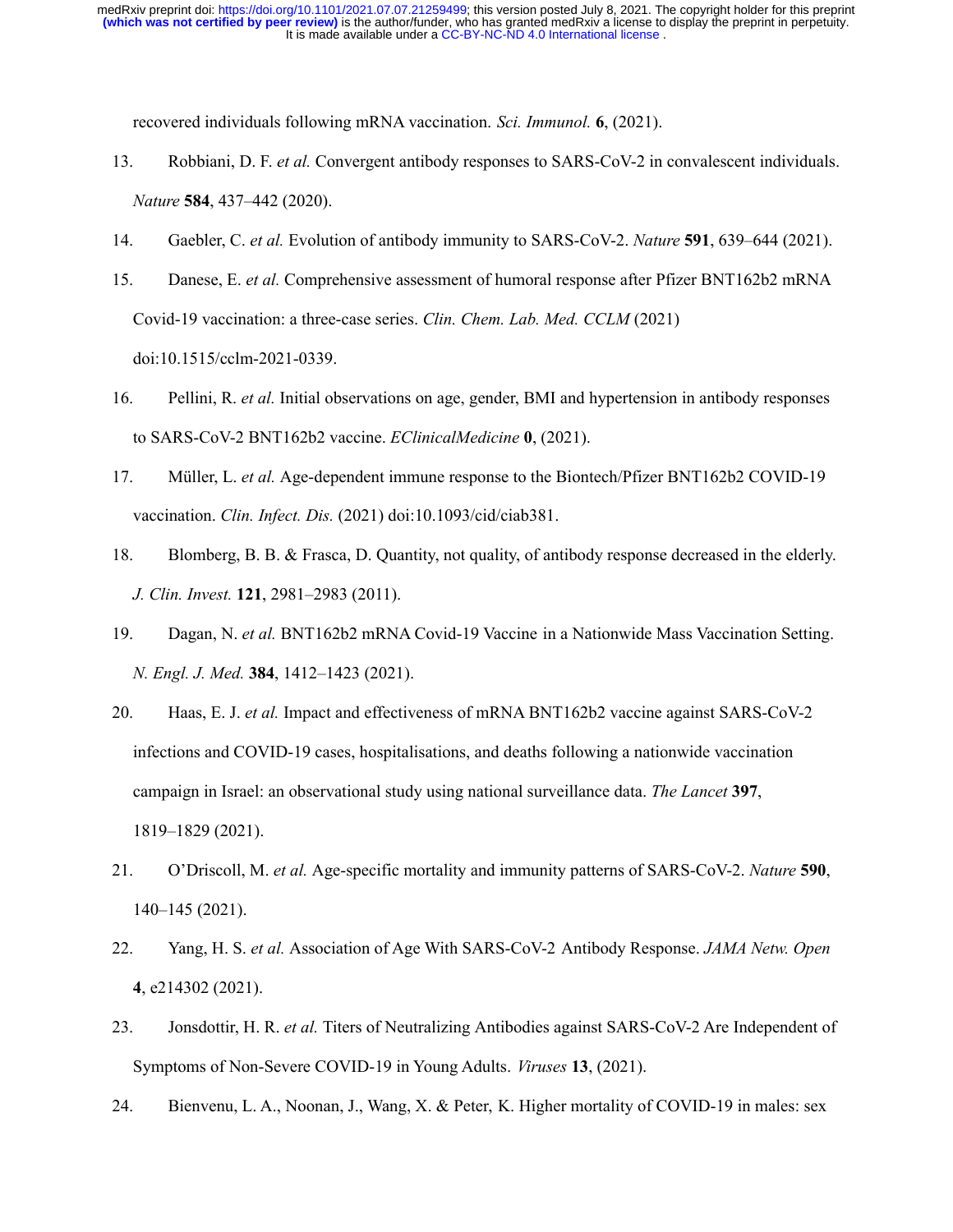recovered individuals following mRNA vaccination. *Sci. Immunol.* **6**, (2021).

13. Robbiani, D. F. *et al.* Convergent antibody responses to SARS-CoV-2 in convalescent individuals. *Nature* **584**, 437–442 (2020).

14. Gaebler, C. *et al.* Evolution of antibody immunity to SARS-CoV-2. *Nature* **591**, 639–644 (2021).

15. Danese, E. *et al.* Comprehensive assessment of humoral response after Pfizer BNT162b2 mRNA Covid-19 vaccination: a three-case series. *Clin. Chem. Lab. Med. CCLM* (2021) doi:10.1515/cclm-2021-0339.

16. Pellini, R. *et al.* Initial observations on age, gender, BMI and hypertension in antibody responses to SARS-CoV-2 BNT162b2 vaccine. *EClinicalMedicine* **0**, (2021).

17. Müller, L. *et al.* Age-dependent immune response to the Biontech/Pfizer BNT162b2 COVID-19 vaccination. *Clin. Infect. Dis.* (2021) doi:10.1093/cid/ciab381.

18. Blomberg, B. B. & Frasca, D. Quantity, not quality, of antibody response decreased in the elderly. *J. Clin. Invest.* **121**, 2981–2983 (2011).

19. Dagan, N. *et al.* BNT162b2 mRNA Covid-19 Vaccine in a Nationwide Mass Vaccination Setting. *N. Engl. J. Med.* **384**, 1412–1423 (2021).

20. Haas, E. J. *et al.* Impact and effectiveness of mRNA BNT162b2 vaccine against SARS-CoV-2 infections and COVID-19 cases, hospitalisations, and deaths following a nationwide vaccination campaign in Israel: an observational study using national surveillance data. *The Lancet* **397**, 1819–1829 (2021).

21. O'Driscoll, M. *et al.* Age-specific mortality and immunity patterns of SARS-CoV-2. *Nature* **590**, 140–145 (2021).

22. Yang, H. S. *et al.* Association of Age With SARS-CoV-2 Antibody Response. *JAMA Netw. Open* **4**, e214302 (2021).

23. Jonsdottir, H. R. *et al.* Titers of Neutralizing Antibodies against SARS-CoV-2 Are Independent of Symptoms of Non-Severe COVID-19 in Young Adults. *Viruses* **13**, (2021).

24. Bienvenu, L. A., Noonan, J., Wang, X. & Peter, K. Higher mortality of COVID-19 in males: sex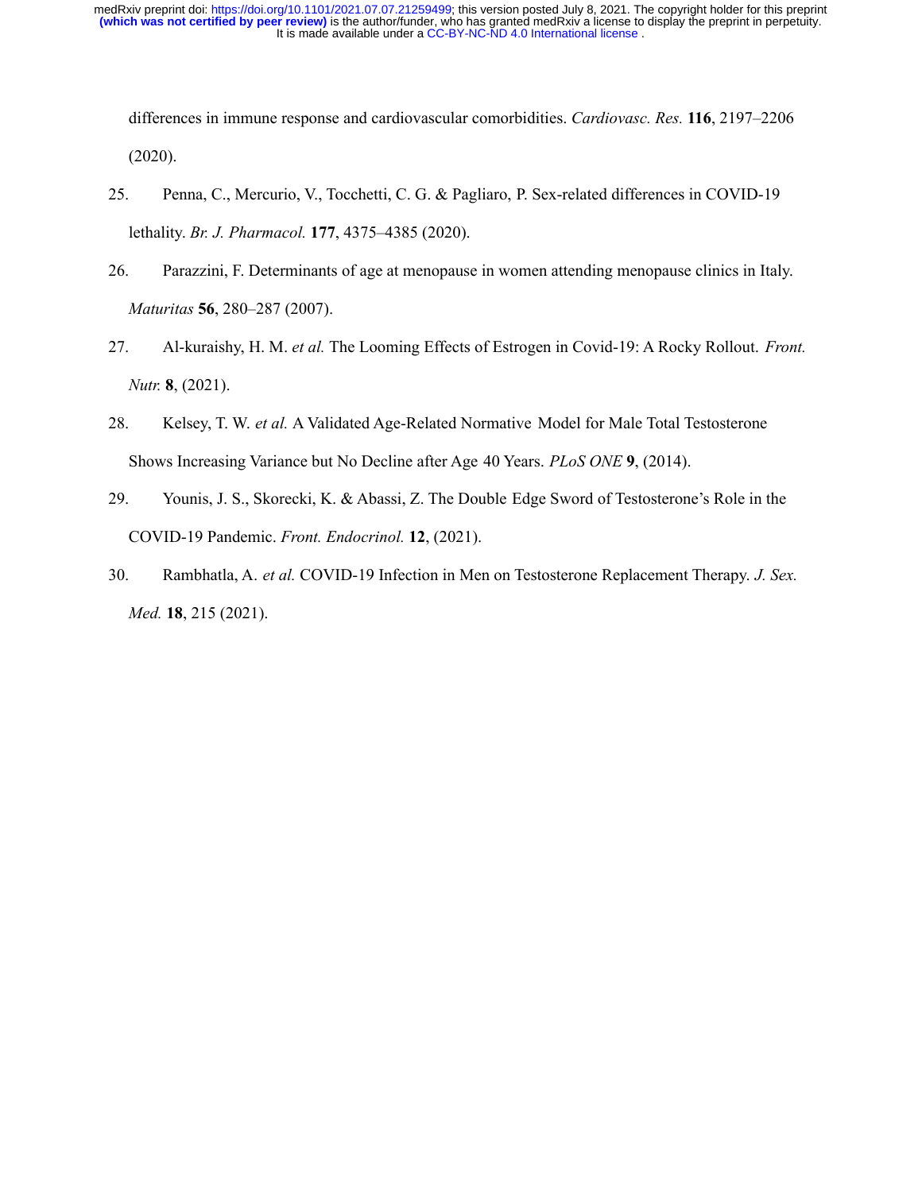differences in immune response and cardiovascular comorbidities. *Cardiovasc. Res.* **116**, 2197–2206 (2020).

25. Penna, C., Mercurio, V., Tocchetti, C. G. & Pagliaro, P. Sex-related differences in COVID-19 lethality. *Br. J. Pharmacol.* **177**, 4375–4385 (2020).

26. Parazzini, F. Determinants of age at menopause in women attending menopause clinics in Italy. *Maturitas* **56**, 280–287 (2007).

27. Al-kuraishy, H. M. *et al.* The Looming Effects of Estrogen in Covid-19: A Rocky Rollout. *Front. Nutr.* **8**, (2021).

28. Kelsey, T. W. *et al.* A Validated Age-Related Normative Model for Male Total Testosterone Shows Increasing Variance but No Decline after Age 40 Years. *PLoS ONE* **9**, (2014).

29. Younis, J. S., Skorecki, K. & Abassi, Z. The Double Edge Sword of Testosterone's Role in the COVID-19 Pandemic. *Front. Endocrinol.* **12**, (2021).

30. Rambhatla, A. *et al.* COVID-19 Infection in Men on Testosterone Replacement Therapy. *J. Sex. Med.* **18**, 215 (2021).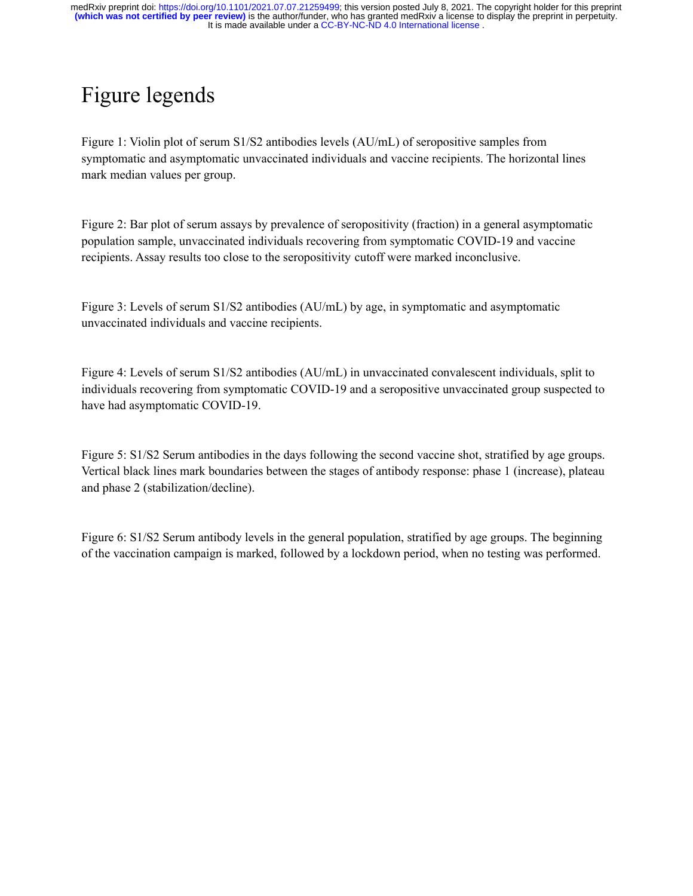# Figure legends

Figure 1: Violin plot of serum S1/S2 antibodies levels (AU/mL) of seropositive samples from symptomatic and asymptomatic unvaccinated individuals and vaccine recipients. The horizontal lines mark median values per group.

Figure 2: Bar plot of serum assays by prevalence of seropositivity (fraction) in a general asymptomatic population sample, unvaccinated individuals recovering from symptomatic COVID-19 and vaccine recipients. Assay results too close to the seropositivity cutoff were marked inconclusive.

Figure 3: Levels of serum S1/S2 antibodies (AU/mL) by age, in symptomatic and asymptomatic unvaccinated individuals and vaccine recipients.

Figure 4: Levels of serum S1/S2 antibodies (AU/mL) in unvaccinated convalescent individuals, split to individuals recovering from symptomatic COVID-19 and a seropositive unvaccinated group suspected to have had asymptomatic COVID-19.

Figure 5: S1/S2 Serum antibodies in the days following the second vaccine shot, stratified by age groups. Vertical black lines mark boundaries between the stages of antibody response: phase 1 (increase), plateau and phase 2 (stabilization/decline).

Figure 6: S1/S2 Serum antibody levels in the general population, stratified by age groups. The beginning of the vaccination campaign is marked, followed by a lockdown period, when no testing was performed.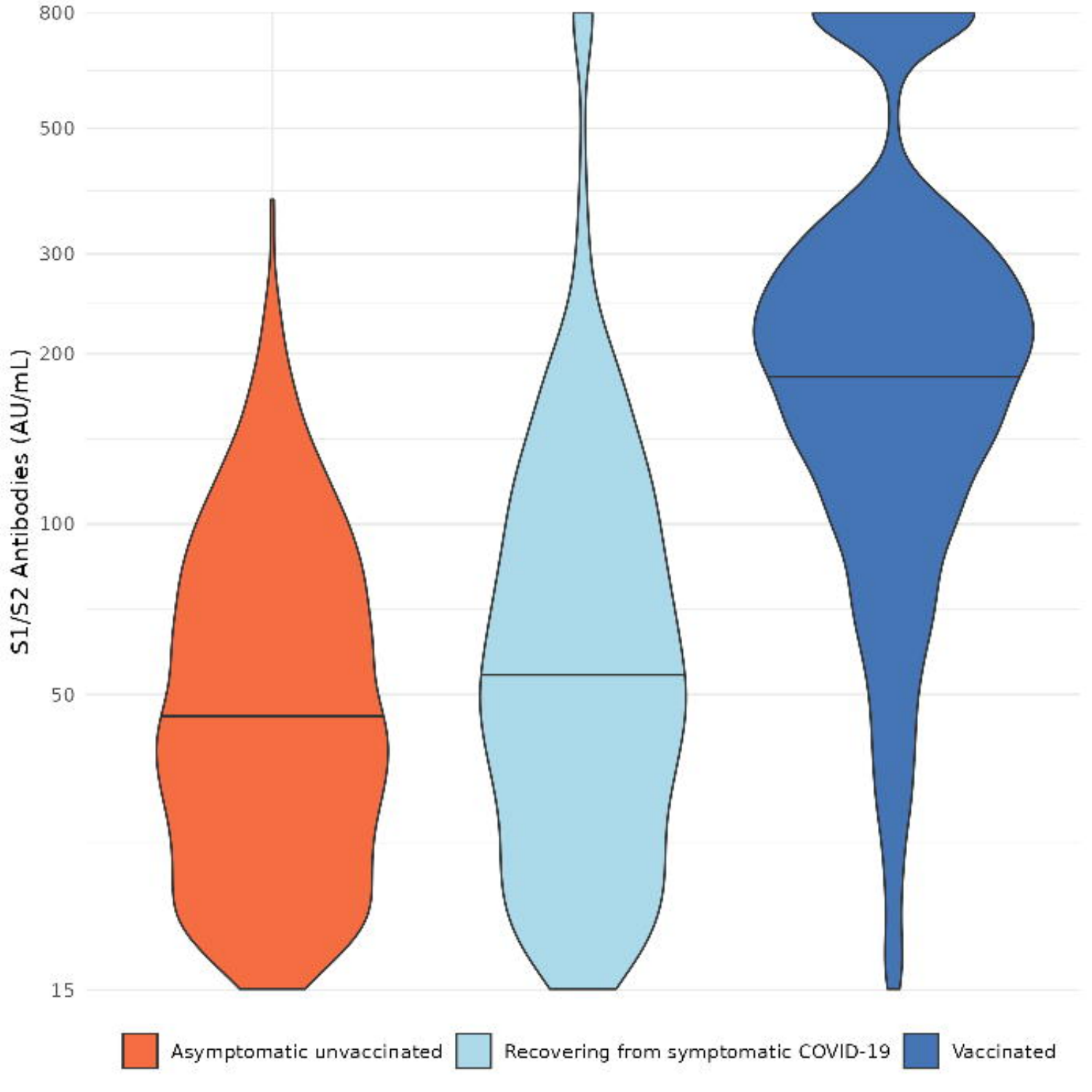S1/S2 Antibodies (AU/mL)

800

500

300

200

100

50

15

Asymptomatic unvaccinated

Recovering from symptomatic COVID-19

Vaccinated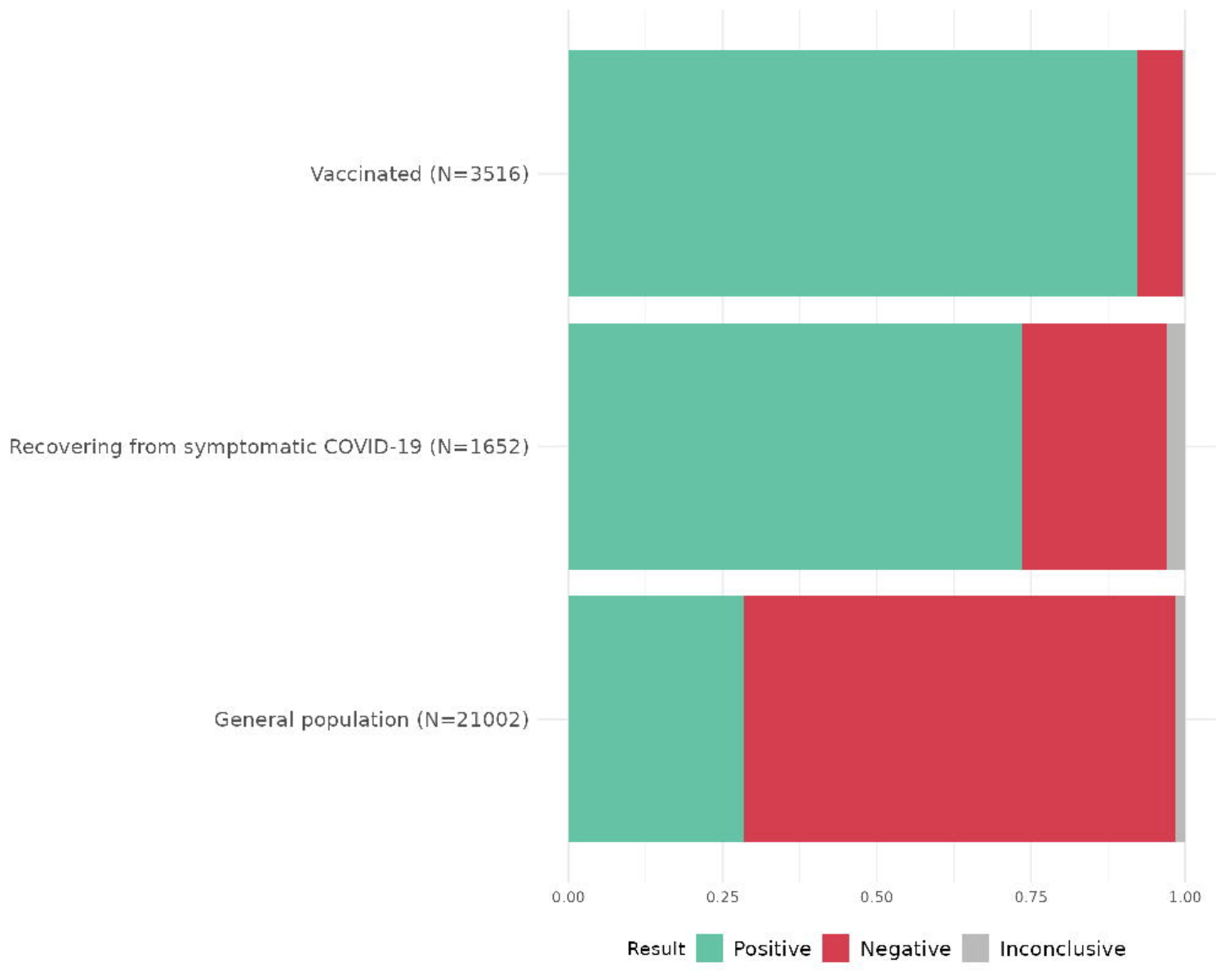Vaccinated (N=3516)

Recovering from symptomatic COVID-19 (N=1652)

General population (N=21002)

0.00 0.25 0.50 0.75 1.00

Result Positive Negative Inconclusive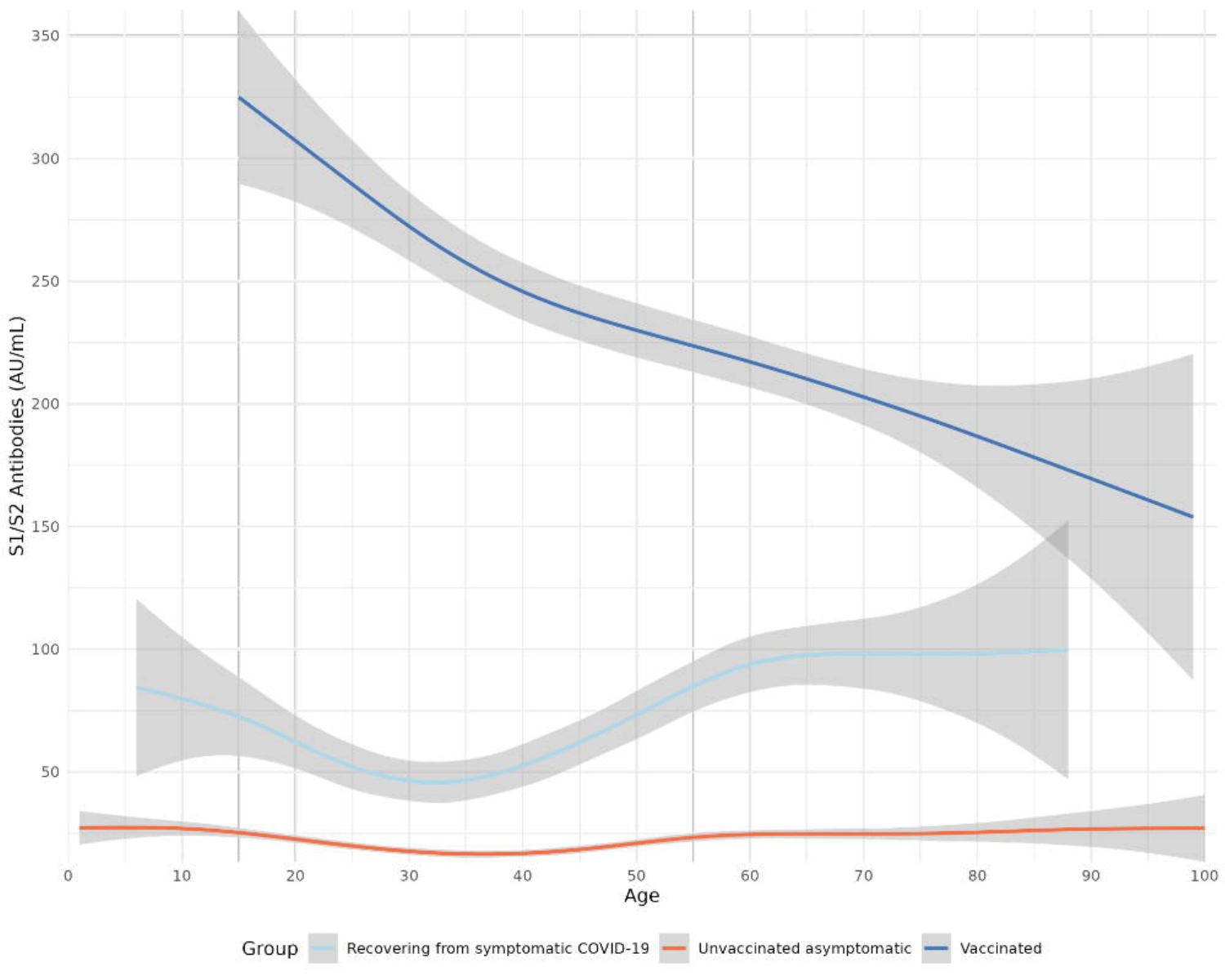S1/S2 Antibodies (AU/mL)

Age

Group: Recovering from symptomatic COVID-19 | Unvaccinated asymptomatic | Vaccinated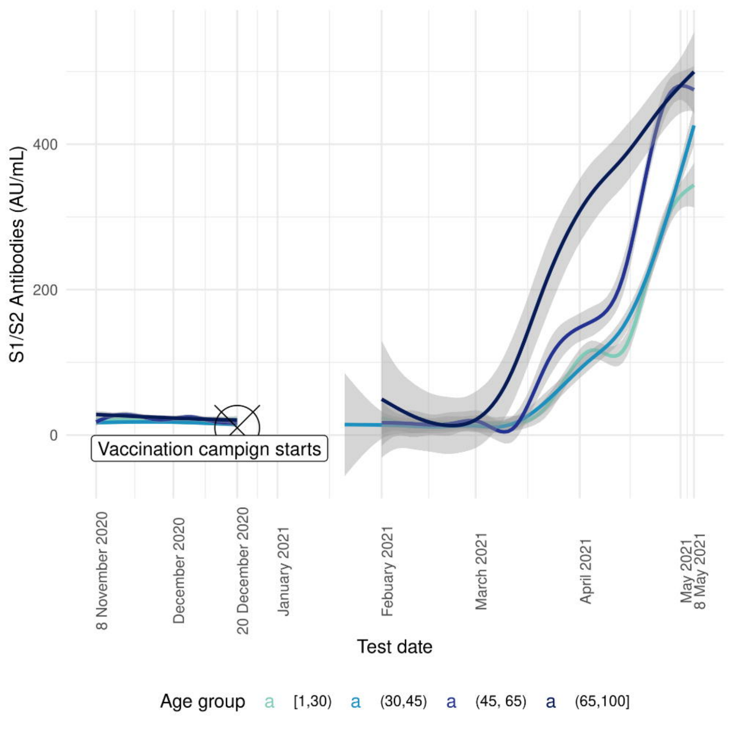S1/S2 Antibodies (AU/mL)

400

200

0

Vaccination campign starts

8 November 2020

December 2020

20 December 2020

January 2021

Febuary 2021

March 2021

April 2021

May 2021

8 May 2021

Test date

Age group a [1,30) a (30,45) a (45, 65) a (65,100]